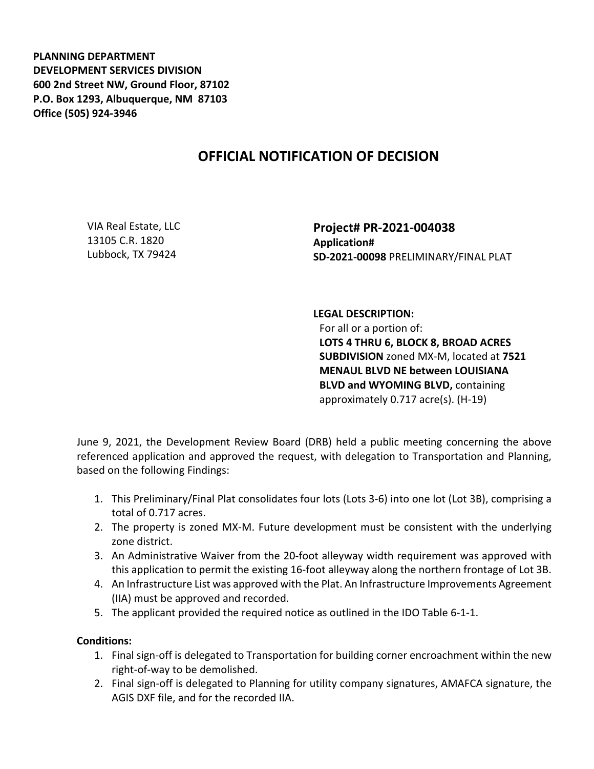**PLANNING DEPARTMENT**
**DEVELOPMENT SERVICES DIVISION**
**600 2nd Street NW, Ground Floor, 87102**
**P.O. Box 1293, Albuquerque, NM 87103**
**Office (505) 924-3946**

# OFFICIAL NOTIFICATION OF DECISION

VIA Real Estate, LLC
13105 C.R. 1820
Lubbock, TX 79424

**Project# PR-2021-004038**
**Application#**
**SD-2021-00098** PRELIMINARY/FINAL PLAT

**LEGAL DESCRIPTION:**
For all or a portion of:
**LOTS 4 THRU 6, BLOCK 8, BROAD ACRES SUBDIVISION** zoned MX-M, located at **7521 MENAUL BLVD NE between LOUISIANA BLVD and WYOMING BLVD,** containing approximately 0.717 acre(s). (H-19)

June 9, 2021, the Development Review Board (DRB) held a public meeting concerning the above referenced application and approved the request, with delegation to Transportation and Planning, based on the following Findings:

1. This Preliminary/Final Plat consolidates four lots (Lots 3-6) into one lot (Lot 3B), comprising a total of 0.717 acres.
2. The property is zoned MX-M. Future development must be consistent with the underlying zone district.
3. An Administrative Waiver from the 20-foot alleyway width requirement was approved with this application to permit the existing 16-foot alleyway along the northern frontage of Lot 3B.
4. An Infrastructure List was approved with the Plat. An Infrastructure Improvements Agreement (IIA) must be approved and recorded.
5. The applicant provided the required notice as outlined in the IDO Table 6-1-1.

**Conditions:**

1. Final sign-off is delegated to Transportation for building corner encroachment within the new right-of-way to be demolished.
2. Final sign-off is delegated to Planning for utility company signatures, AMAFCA signature, the AGIS DXF file, and for the recorded IIA.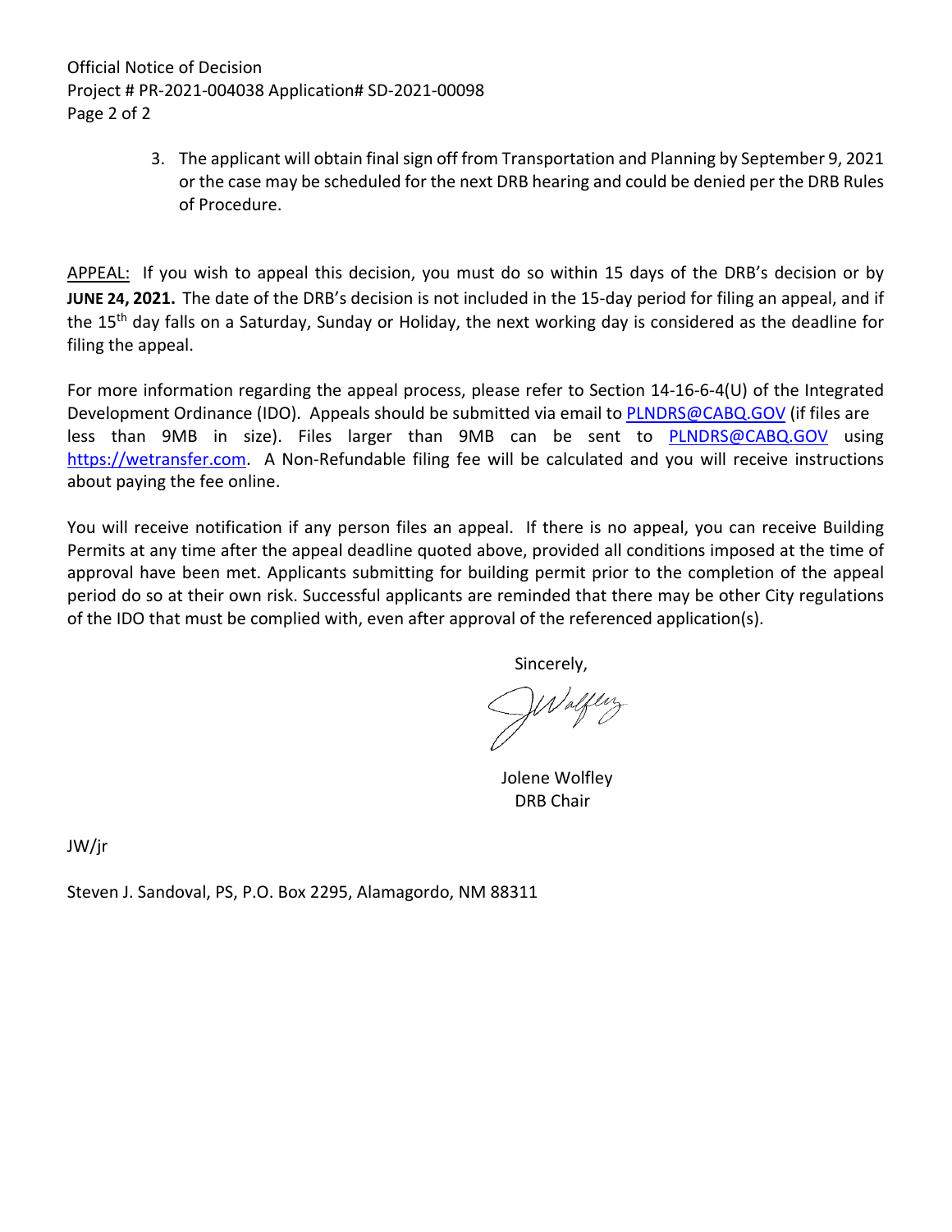3. The applicant will obtain final sign off from Transportation and Planning by September 9, 2021 or the case may be scheduled for the next DRB hearing and could be denied per the DRB Rules of Procedure.

APPEAL: If you wish to appeal this decision, you must do so within 15 days of the DRB's decision or by **JUNE 24, 2021.** The date of the DRB's decision is not included in the 15-day period for filing an appeal, and if the 15th day falls on a Saturday, Sunday or Holiday, the next working day is considered as the deadline for filing the appeal.

For more information regarding the appeal process, please refer to Section 14-16-6-4(U) of the Integrated Development Ordinance (IDO). Appeals should be submitted via email to PLNDRS@CABQ.GOV (if files are less than 9MB in size). Files larger than 9MB can be sent to PLNDRS@CABQ.GOV using https://wetransfer.com. A Non-Refundable filing fee will be calculated and you will receive instructions about paying the fee online.

You will receive notification if any person files an appeal. If there is no appeal, you can receive Building Permits at any time after the appeal deadline quoted above, provided all conditions imposed at the time of approval have been met. Applicants submitting for building permit prior to the completion of the appeal period do so at their own risk. Successful applicants are reminded that there may be other City regulations of the IDO that must be complied with, even after approval of the referenced application(s).

Sincerely,

JWolfley

Jolene Wolfley
DRB Chair

JW/jr

Steven J. Sandoval, PS, P.O. Box 2295, Alamagordo, NM 88311